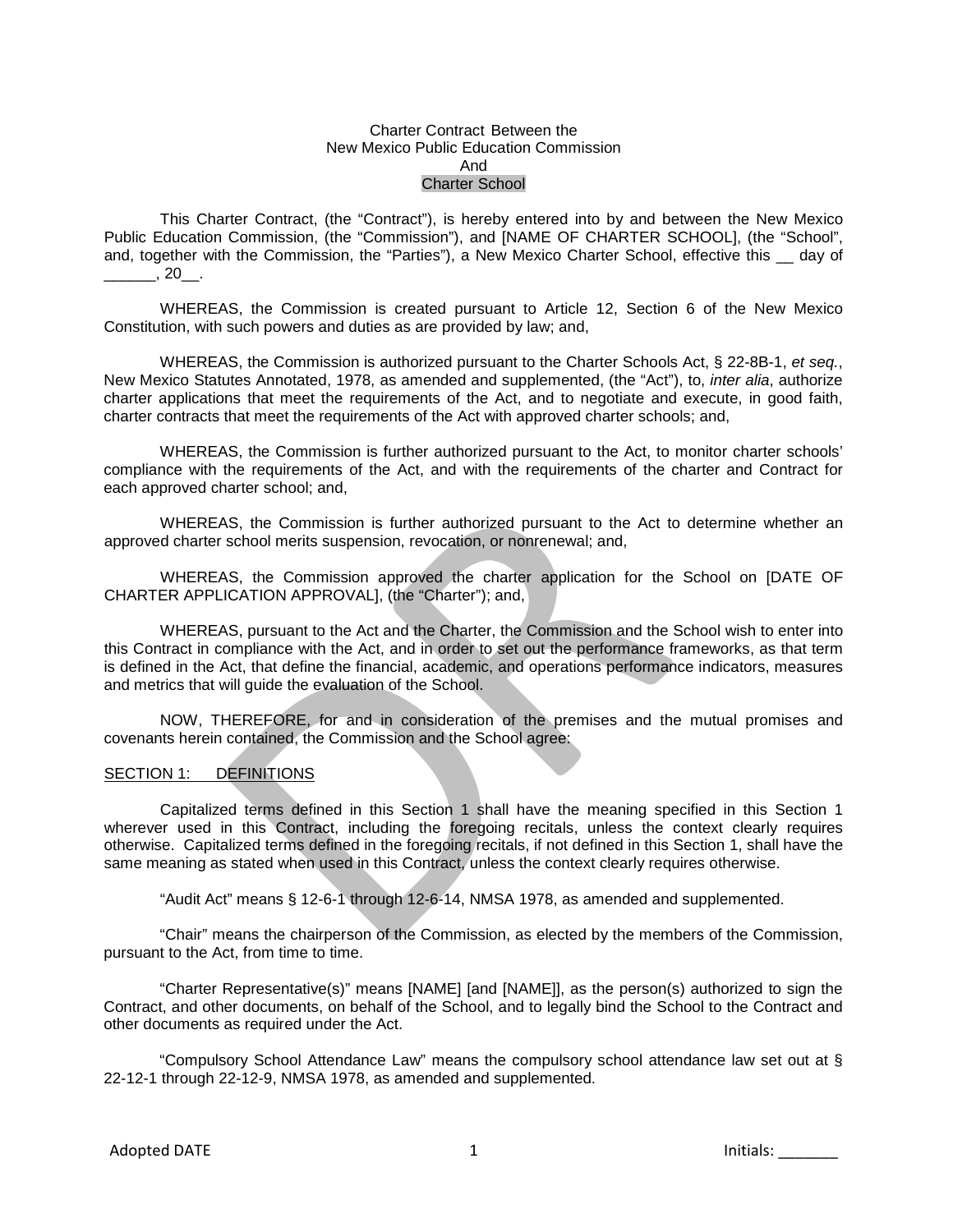Charter Contract Between the
New Mexico Public Education Commission
And
Charter School

This Charter Contract, (the "Contract"), is hereby entered into by and between the New Mexico Public Education Commission, (the "Commission"), and [NAME OF CHARTER SCHOOL], (the "School", and, together with the Commission, the "Parties"), a New Mexico Charter School, effective this __ day of ______, 20__.

WHEREAS, the Commission is created pursuant to Article 12, Section 6 of the New Mexico Constitution, with such powers and duties as are provided by law; and,

WHEREAS, the Commission is authorized pursuant to the Charter Schools Act, § 22-8B-1, *et seq.*, New Mexico Statutes Annotated, 1978, as amended and supplemented, (the "Act"), to, *inter alia*, authorize charter applications that meet the requirements of the Act, and to negotiate and execute, in good faith, charter contracts that meet the requirements of the Act with approved charter schools; and,

WHEREAS, the Commission is further authorized pursuant to the Act, to monitor charter schools' compliance with the requirements of the Act, and with the requirements of the charter and Contract for each approved charter school; and,

WHEREAS, the Commission is further authorized pursuant to the Act to determine whether an approved charter school merits suspension, revocation, or nonrenewal; and,

WHEREAS, the Commission approved the charter application for the School on [DATE OF CHARTER APPLICATION APPROVAL], (the "Charter"); and,

WHEREAS, pursuant to the Act and the Charter, the Commission and the School wish to enter into this Contract in compliance with the Act, and in order to set out the performance frameworks, as that term is defined in the Act, that define the financial, academic, and operations performance indicators, measures and metrics that will guide the evaluation of the School.

NOW, THEREFORE, for and in consideration of the premises and the mutual promises and covenants herein contained, the Commission and the School agree:

## SECTION 1: DEFINITIONS

Capitalized terms defined in this Section 1 shall have the meaning specified in this Section 1 wherever used in this Contract, including the foregoing recitals, unless the context clearly requires otherwise. Capitalized terms defined in the foregoing recitals, if not defined in this Section 1, shall have the same meaning as stated when used in this Contract, unless the context clearly requires otherwise.

"Audit Act" means § 12-6-1 through 12-6-14, NMSA 1978, as amended and supplemented.

"Chair" means the chairperson of the Commission, as elected by the members of the Commission, pursuant to the Act, from time to time.

"Charter Representative(s)" means [NAME] [and [NAME]], as the person(s) authorized to sign the Contract, and other documents, on behalf of the School, and to legally bind the School to the Contract and other documents as required under the Act.

"Compulsory School Attendance Law" means the compulsory school attendance law set out at § 22-12-1 through 22-12-9, NMSA 1978, as amended and supplemented.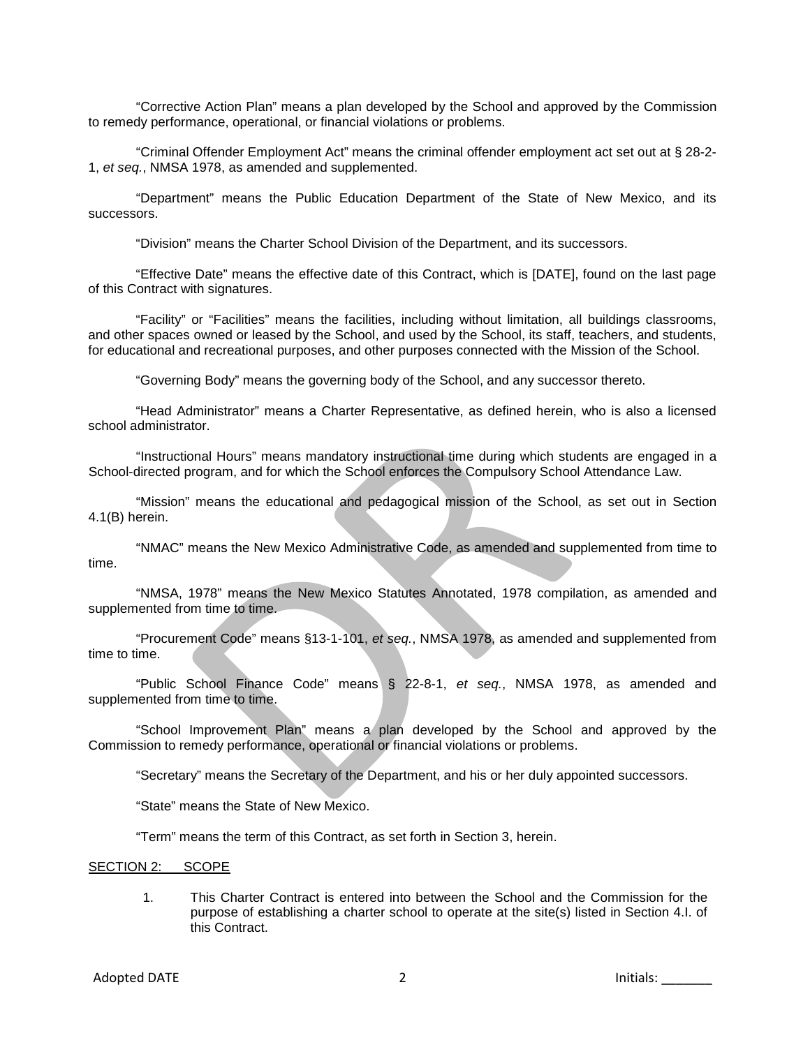"Corrective Action Plan" means a plan developed by the School and approved by the Commission to remedy performance, operational, or financial violations or problems.

"Criminal Offender Employment Act" means the criminal offender employment act set out at § 28-2-1, *et seq.*, NMSA 1978, as amended and supplemented.

"Department" means the Public Education Department of the State of New Mexico, and its successors.

"Division" means the Charter School Division of the Department, and its successors.

"Effective Date" means the effective date of this Contract, which is [DATE], found on the last page of this Contract with signatures.

"Facility" or "Facilities" means the facilities, including without limitation, all buildings classrooms, and other spaces owned or leased by the School, and used by the School, its staff, teachers, and students, for educational and recreational purposes, and other purposes connected with the Mission of the School.

"Governing Body" means the governing body of the School, and any successor thereto.

"Head Administrator" means a Charter Representative, as defined herein, who is also a licensed school administrator.

"Instructional Hours" means mandatory instructional time during which students are engaged in a School-directed program, and for which the School enforces the Compulsory School Attendance Law.

"Mission" means the educational and pedagogical mission of the School, as set out in Section 4.1(B) herein.

"NMAC" means the New Mexico Administrative Code, as amended and supplemented from time to time.

"NMSA, 1978" means the New Mexico Statutes Annotated, 1978 compilation, as amended and supplemented from time to time.

"Procurement Code" means §13-1-101, *et seq.*, NMSA 1978, as amended and supplemented from time to time.

"Public School Finance Code" means § 22-8-1, *et seq.*, NMSA 1978, as amended and supplemented from time to time.

"School Improvement Plan" means a plan developed by the School and approved by the Commission to remedy performance, operational or financial violations or problems.

"Secretary" means the Secretary of the Department, and his or her duly appointed successors.

"State" means the State of New Mexico.

"Term" means the term of this Contract, as set forth in Section 3, herein.

SECTION 2: SCOPE

1. This Charter Contract is entered into between the School and the Commission for the purpose of establishing a charter school to operate at the site(s) listed in Section 4.I. of this Contract.

Adopted DATE Initials: _______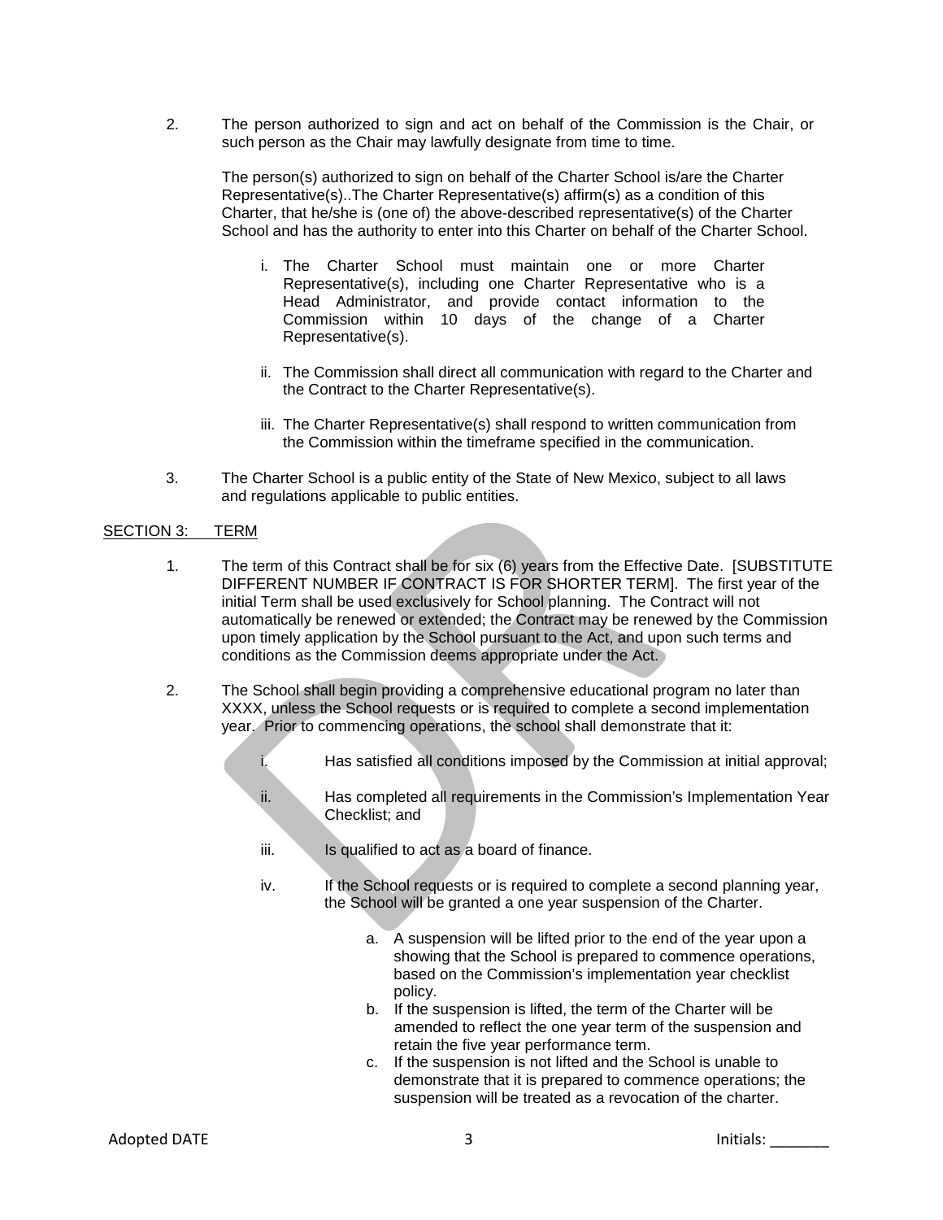2. The person authorized to sign and act on behalf of the Commission is the Chair, or such person as the Chair may lawfully designate from time to time.

   The person(s) authorized to sign on behalf of the Charter School is/are the Charter Representative(s)..The Charter Representative(s) affirm(s) as a condition of this Charter, that he/she is (one of) the above-described representative(s) of the Charter School and has the authority to enter into this Charter on behalf of the Charter School.

   i. The Charter School must maintain one or more Charter Representative(s), including one Charter Representative who is a Head Administrator, and provide contact information to the Commission within 10 days of the change of a Charter Representative(s).

   ii. The Commission shall direct all communication with regard to the Charter and the Contract to the Charter Representative(s).

   iii. The Charter Representative(s) shall respond to written communication from the Commission within the timeframe specified in the communication.

3. The Charter School is a public entity of the State of New Mexico, subject to all laws and regulations applicable to public entities.

SECTION 3: TERM

1. The term of this Contract shall be for six (6) years from the Effective Date. [SUBSTITUTE DIFFERENT NUMBER IF CONTRACT IS FOR SHORTER TERM]. The first year of the initial Term shall be used exclusively for School planning. The Contract will not automatically be renewed or extended; the Contract may be renewed by the Commission upon timely application by the School pursuant to the Act, and upon such terms and conditions as the Commission deems appropriate under the Act.

2. The School shall begin providing a comprehensive educational program no later than XXXX, unless the School requests or is required to complete a second implementation year. Prior to commencing operations, the school shall demonstrate that it:

   i. Has satisfied all conditions imposed by the Commission at initial approval;

   ii. Has completed all requirements in the Commission's Implementation Year Checklist; and

   iii. Is qualified to act as a board of finance.

   iv. If the School requests or is required to complete a second planning year, the School will be granted a one year suspension of the Charter.

      a. A suspension will be lifted prior to the end of the year upon a showing that the School is prepared to commence operations, based on the Commission's implementation year checklist policy.
      b. If the suspension is lifted, the term of the Charter will be amended to reflect the one year term of the suspension and retain the five year performance term.
      c. If the suspension is not lifted and the School is unable to demonstrate that it is prepared to commence operations; the suspension will be treated as a revocation of the charter.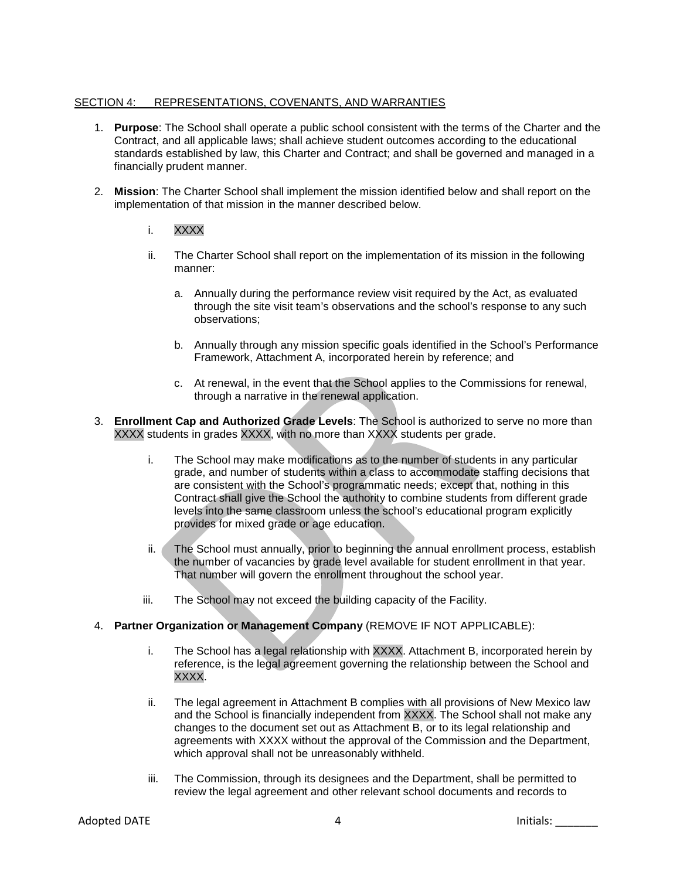SECTION 4: REPRESENTATIONS, COVENANTS, AND WARRANTIES

1. **Purpose**: The School shall operate a public school consistent with the terms of the Charter and the Contract, and all applicable laws; shall achieve student outcomes according to the educational standards established by law, this Charter and Contract; and shall be governed and managed in a financially prudent manner.

2. **Mission**: The Charter School shall implement the mission identified below and shall report on the implementation of that mission in the manner described below.

   i. XXXX

   ii. The Charter School shall report on the implementation of its mission in the following manner:

      a. Annually during the performance review visit required by the Act, as evaluated through the site visit team's observations and the school's response to any such observations;

      b. Annually through any mission specific goals identified in the School's Performance Framework, Attachment A, incorporated herein by reference; and

      c. At renewal, in the event that the School applies to the Commissions for renewal, through a narrative in the renewal application.

3. **Enrollment Cap and Authorized Grade Levels**: The School is authorized to serve no more than XXXX students in grades XXXX, with no more than XXXX students per grade.

   i. The School may make modifications as to the number of students in any particular grade, and number of students within a class to accommodate staffing decisions that are consistent with the School's programmatic needs; except that, nothing in this Contract shall give the School the authority to combine students from different grade levels into the same classroom unless the school's educational program explicitly provides for mixed grade or age education.

   ii. The School must annually, prior to beginning the annual enrollment process, establish the number of vacancies by grade level available for student enrollment in that year. That number will govern the enrollment throughout the school year.

   iii. The School may not exceed the building capacity of the Facility.

4. **Partner Organization or Management Company** (REMOVE IF NOT APPLICABLE):

   i. The School has a legal relationship with XXXX. Attachment B, incorporated herein by reference, is the legal agreement governing the relationship between the School and XXXX.

   ii. The legal agreement in Attachment B complies with all provisions of New Mexico law and the School is financially independent from XXXX. The School shall not make any changes to the document set out as Attachment B, or to its legal relationship and agreements with XXXX without the approval of the Commission and the Department, which approval shall not be unreasonably withheld.

   iii. The Commission, through its designees and the Department, shall be permitted to review the legal agreement and other relevant school documents and records to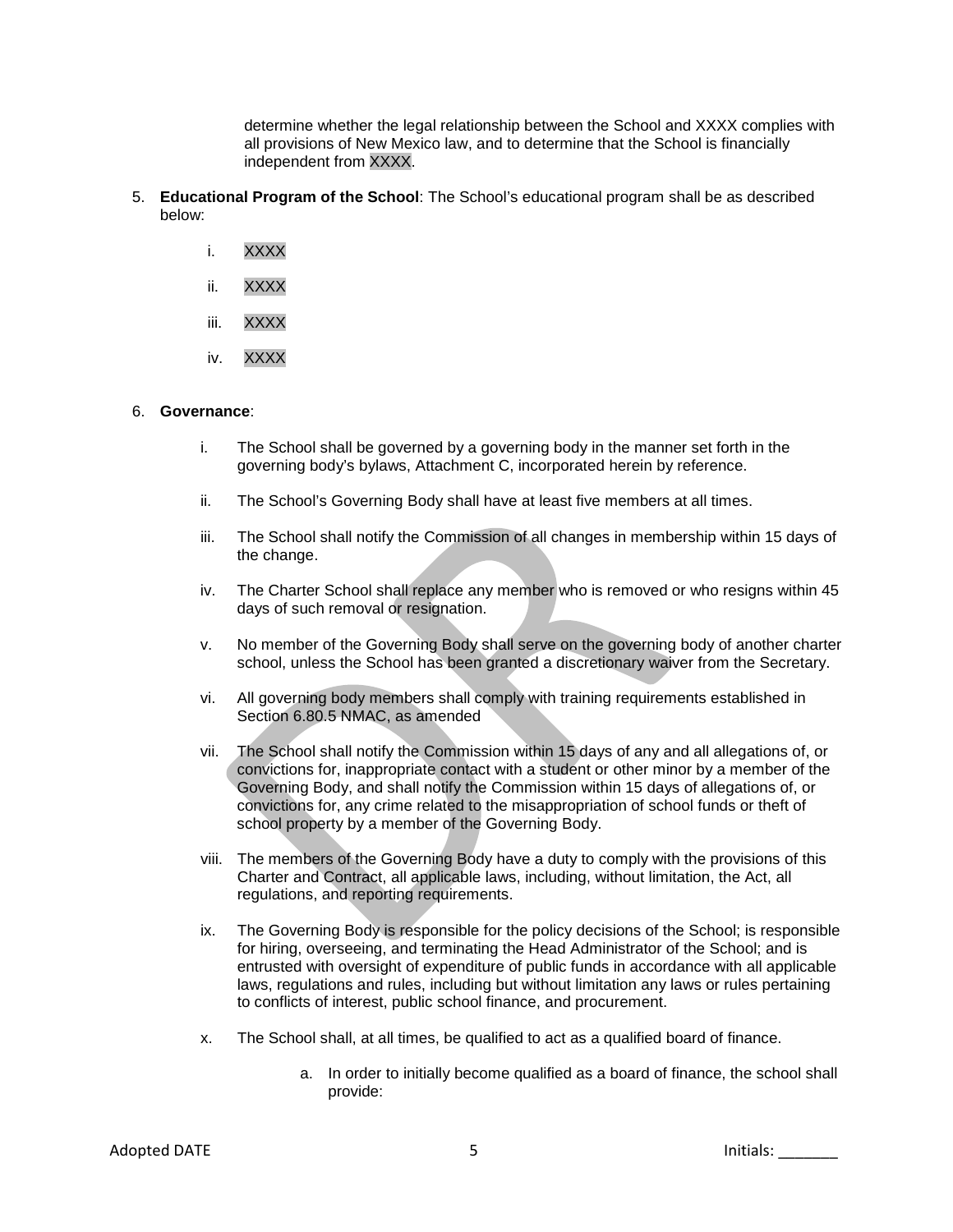determine whether the legal relationship between the School and XXXX complies with all provisions of New Mexico law, and to determine that the School is financially independent from XXXX.

5. **Educational Program of the School**: The School's educational program shall be as described below:

   i. XXXX

   ii. XXXX

   iii. XXXX

   iv. XXXX

6. **Governance**:

   i. The School shall be governed by a governing body in the manner set forth in the governing body's bylaws, Attachment C, incorporated herein by reference.

   ii. The School's Governing Body shall have at least five members at all times.

   iii. The School shall notify the Commission of all changes in membership within 15 days of the change.

   iv. The Charter School shall replace any member who is removed or who resigns within 45 days of such removal or resignation.

   v. No member of the Governing Body shall serve on the governing body of another charter school, unless the School has been granted a discretionary waiver from the Secretary.

   vi. All governing body members shall comply with training requirements established in Section 6.80.5 NMAC, as amended

   vii. The School shall notify the Commission within 15 days of any and all allegations of, or convictions for, inappropriate contact with a student or other minor by a member of the Governing Body, and shall notify the Commission within 15 days of allegations of, or convictions for, any crime related to the misappropriation of school funds or theft of school property by a member of the Governing Body.

   viii. The members of the Governing Body have a duty to comply with the provisions of this Charter and Contract, all applicable laws, including, without limitation, the Act, all regulations, and reporting requirements.

   ix. The Governing Body is responsible for the policy decisions of the School; is responsible for hiring, overseeing, and terminating the Head Administrator of the School; and is entrusted with oversight of expenditure of public funds in accordance with all applicable laws, regulations and rules, including but without limitation any laws or rules pertaining to conflicts of interest, public school finance, and procurement.

   x. The School shall, at all times, be qualified to act as a qualified board of finance.

      a. In order to initially become qualified as a board of finance, the school shall provide: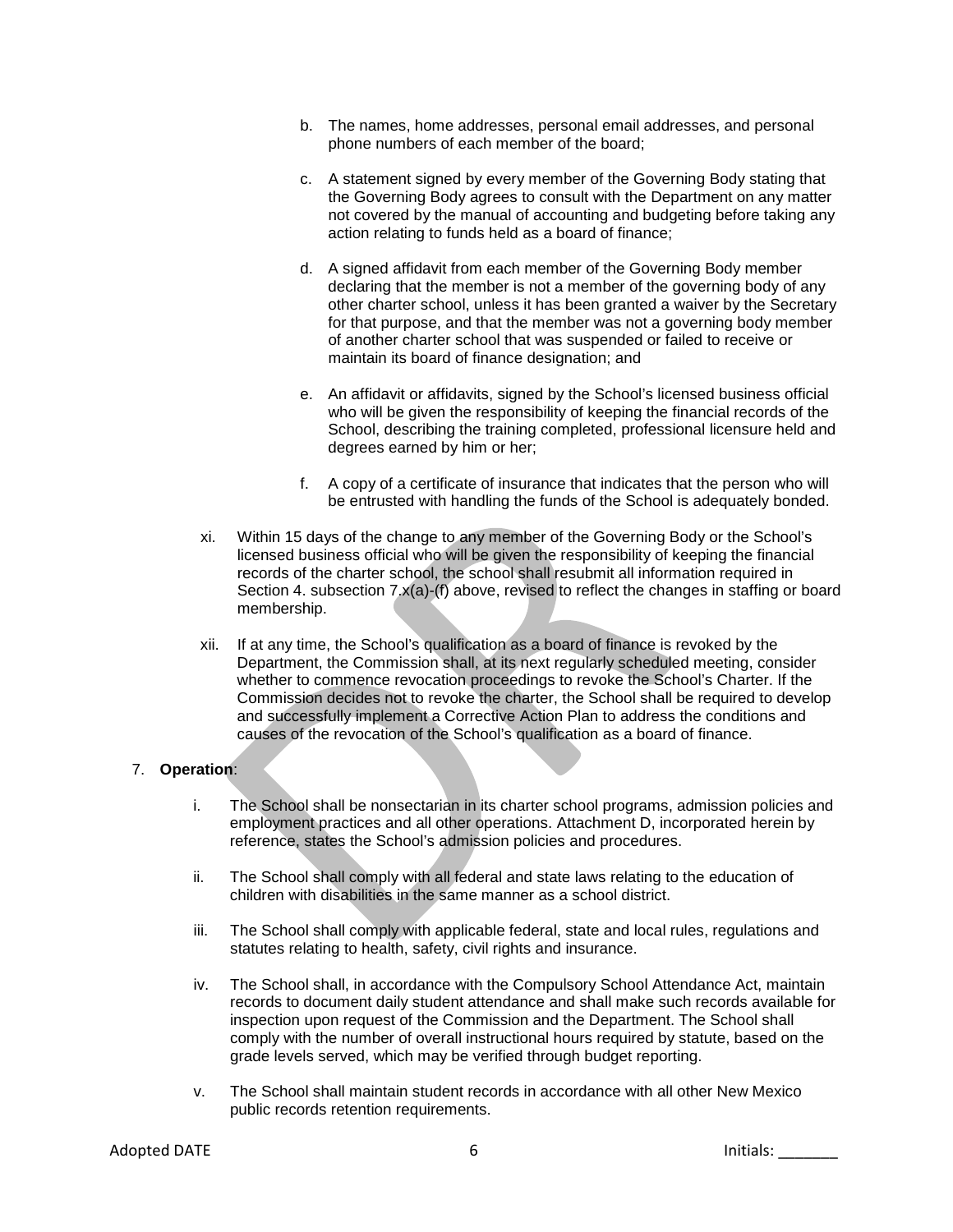b. The names, home addresses, personal email addresses, and personal phone numbers of each member of the board;

c. A statement signed by every member of the Governing Body stating that the Governing Body agrees to consult with the Department on any matter not covered by the manual of accounting and budgeting before taking any action relating to funds held as a board of finance;

d. A signed affidavit from each member of the Governing Body member declaring that the member is not a member of the governing body of any other charter school, unless it has been granted a waiver by the Secretary for that purpose, and that the member was not a governing body member of another charter school that was suspended or failed to receive or maintain its board of finance designation; and

e. An affidavit or affidavits, signed by the School's licensed business official who will be given the responsibility of keeping the financial records of the School, describing the training completed, professional licensure held and degrees earned by him or her;

f. A copy of a certificate of insurance that indicates that the person who will be entrusted with handling the funds of the School is adequately bonded.

xi. Within 15 days of the change to any member of the Governing Body or the School's licensed business official who will be given the responsibility of keeping the financial records of the charter school, the school shall resubmit all information required in Section 4. subsection 7.x(a)-(f) above, revised to reflect the changes in staffing or board membership.

xii. If at any time, the School's qualification as a board of finance is revoked by the Department, the Commission shall, at its next regularly scheduled meeting, consider whether to commence revocation proceedings to revoke the School's Charter. If the Commission decides not to revoke the charter, the School shall be required to develop and successfully implement a Corrective Action Plan to address the conditions and causes of the revocation of the School's qualification as a board of finance.

7. **Operation**:

i. The School shall be nonsectarian in its charter school programs, admission policies and employment practices and all other operations. Attachment D, incorporated herein by reference, states the School's admission policies and procedures.

ii. The School shall comply with all federal and state laws relating to the education of children with disabilities in the same manner as a school district.

iii. The School shall comply with applicable federal, state and local rules, regulations and statutes relating to health, safety, civil rights and insurance.

iv. The School shall, in accordance with the Compulsory School Attendance Act, maintain records to document daily student attendance and shall make such records available for inspection upon request of the Commission and the Department. The School shall comply with the number of overall instructional hours required by statute, based on the grade levels served, which may be verified through budget reporting.

v. The School shall maintain student records in accordance with all other New Mexico public records retention requirements.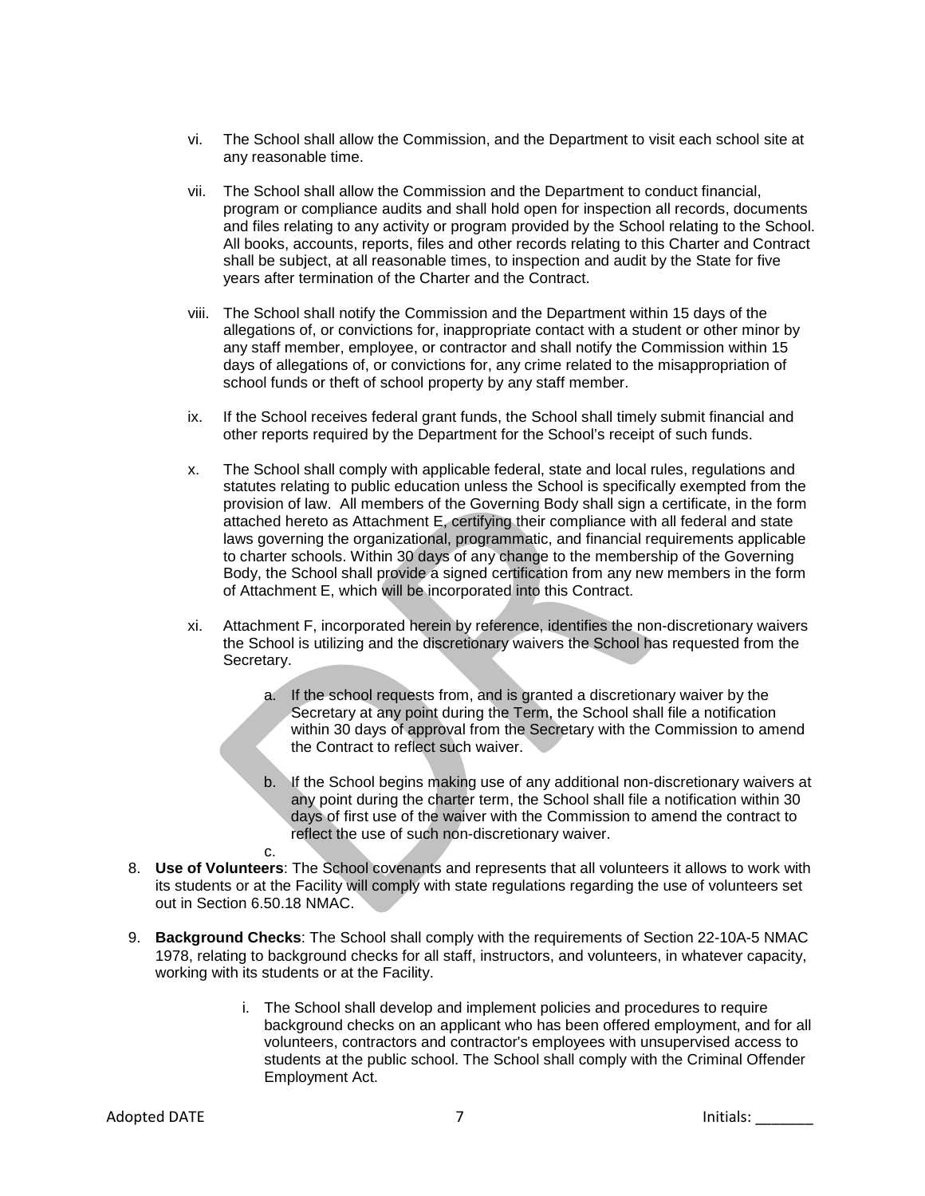vi. The School shall allow the Commission, and the Department to visit each school site at any reasonable time.

vii. The School shall allow the Commission and the Department to conduct financial, program or compliance audits and shall hold open for inspection all records, documents and files relating to any activity or program provided by the School relating to the School. All books, accounts, reports, files and other records relating to this Charter and Contract shall be subject, at all reasonable times, to inspection and audit by the State for five years after termination of the Charter and the Contract.

viii. The School shall notify the Commission and the Department within 15 days of the allegations of, or convictions for, inappropriate contact with a student or other minor by any staff member, employee, or contractor and shall notify the Commission within 15 days of allegations of, or convictions for, any crime related to the misappropriation of school funds or theft of school property by any staff member.

ix. If the School receives federal grant funds, the School shall timely submit financial and other reports required by the Department for the School's receipt of such funds.

x. The School shall comply with applicable federal, state and local rules, regulations and statutes relating to public education unless the School is specifically exempted from the provision of law. All members of the Governing Body shall sign a certificate, in the form attached hereto as Attachment E, certifying their compliance with all federal and state laws governing the organizational, programmatic, and financial requirements applicable to charter schools. Within 30 days of any change to the membership of the Governing Body, the School shall provide a signed certification from any new members in the form of Attachment E, which will be incorporated into this Contract.

xi. Attachment F, incorporated herein by reference, identifies the non-discretionary waivers the School is utilizing and the discretionary waivers the School has requested from the Secretary.

   a. If the school requests from, and is granted a discretionary waiver by the Secretary at any point during the Term, the School shall file a notification within 30 days of approval from the Secretary with the Commission to amend the Contract to reflect such waiver.

   b. If the School begins making use of any additional non-discretionary waivers at any point during the charter term, the School shall file a notification within 30 days of first use of the waiver with the Commission to amend the contract to reflect the use of such non-discretionary waiver.

   c.

8. **Use of Volunteers**: The School covenants and represents that all volunteers it allows to work with its students or at the Facility will comply with state regulations regarding the use of volunteers set out in Section 6.50.18 NMAC.

9. **Background Checks**: The School shall comply with the requirements of Section 22-10A-5 NMAC 1978, relating to background checks for all staff, instructors, and volunteers, in whatever capacity, working with its students or at the Facility.

   i. The School shall develop and implement policies and procedures to require background checks on an applicant who has been offered employment, and for all volunteers, contractors and contractor's employees with unsupervised access to students at the public school. The School shall comply with the Criminal Offender Employment Act.

Adopted DATE Initials: _______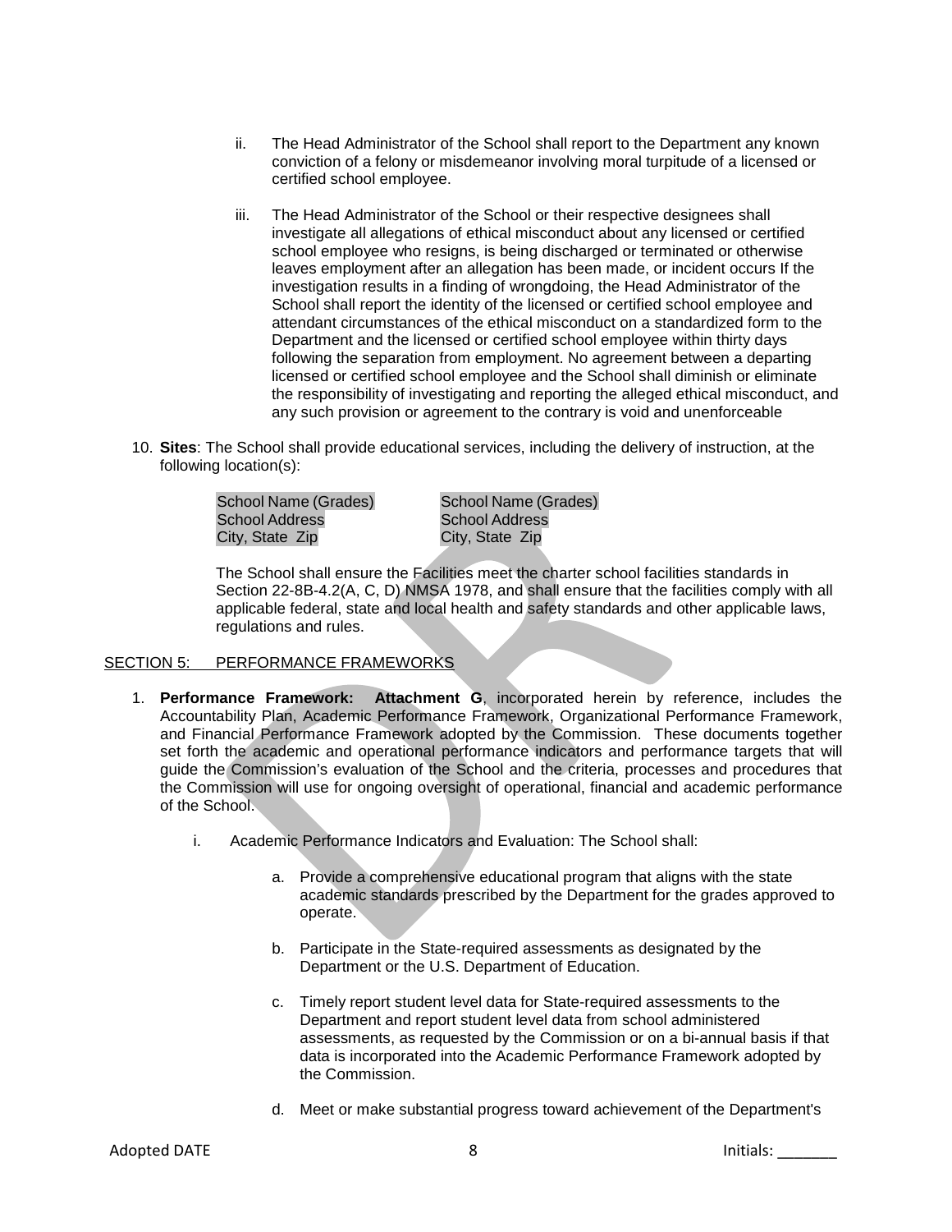ii. The Head Administrator of the School shall report to the Department any known conviction of a felony or misdemeanor involving moral turpitude of a licensed or certified school employee.

iii. The Head Administrator of the School or their respective designees shall investigate all allegations of ethical misconduct about any licensed or certified school employee who resigns, is being discharged or terminated or otherwise leaves employment after an allegation has been made, or incident occurs If the investigation results in a finding of wrongdoing, the Head Administrator of the School shall report the identity of the licensed or certified school employee and attendant circumstances of the ethical misconduct on a standardized form to the Department and the licensed or certified school employee within thirty days following the separation from employment. No agreement between a departing licensed or certified school employee and the School shall diminish or eliminate the responsibility of investigating and reporting the alleged ethical misconduct, and any such provision or agreement to the contrary is void and unenforceable

10. **Sites**: The School shall provide educational services, including the delivery of instruction, at the following location(s):

School Name (Grades)
School Address
City, State Zip

School Name (Grades)
School Address
City, State Zip

The School shall ensure the Facilities meet the charter school facilities standards in Section 22-8B-4.2(A, C, D) NMSA 1978, and shall ensure that the facilities comply with all applicable federal, state and local health and safety standards and other applicable laws, regulations and rules.

SECTION 5: PERFORMANCE FRAMEWORKS

1. **Performance Framework: Attachment G**, incorporated herein by reference, includes the Accountability Plan, Academic Performance Framework, Organizational Performance Framework, and Financial Performance Framework adopted by the Commission. These documents together set forth the academic and operational performance indicators and performance targets that will guide the Commission's evaluation of the School and the criteria, processes and procedures that the Commission will use for ongoing oversight of operational, financial and academic performance of the School.

   i. Academic Performance Indicators and Evaluation: The School shall:

      a. Provide a comprehensive educational program that aligns with the state academic standards prescribed by the Department for the grades approved to operate.

      b. Participate in the State-required assessments as designated by the Department or the U.S. Department of Education.

      c. Timely report student level data for State-required assessments to the Department and report student level data from school administered assessments, as requested by the Commission or on a bi-annual basis if that data is incorporated into the Academic Performance Framework adopted by the Commission.

      d. Meet or make substantial progress toward achievement of the Department's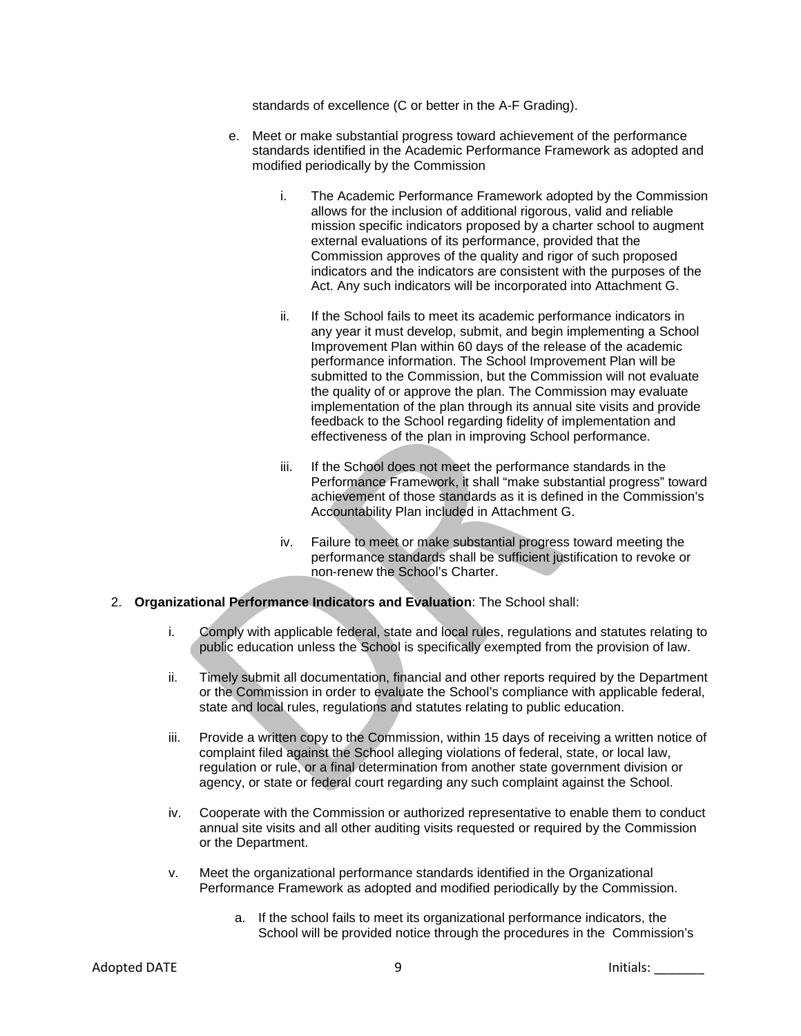standards of excellence (C or better in the A-F Grading).

e. Meet or make substantial progress toward achievement of the performance standards identified in the Academic Performance Framework as adopted and modified periodically by the Commission

   i. The Academic Performance Framework adopted by the Commission allows for the inclusion of additional rigorous, valid and reliable mission specific indicators proposed by a charter school to augment external evaluations of its performance, provided that the Commission approves of the quality and rigor of such proposed indicators and the indicators are consistent with the purposes of the Act. Any such indicators will be incorporated into Attachment G.

   ii. If the School fails to meet its academic performance indicators in any year it must develop, submit, and begin implementing a School Improvement Plan within 60 days of the release of the academic performance information. The School Improvement Plan will be submitted to the Commission, but the Commission will not evaluate the quality of or approve the plan. The Commission may evaluate implementation of the plan through its annual site visits and provide feedback to the School regarding fidelity of implementation and effectiveness of the plan in improving School performance.

   iii. If the School does not meet the performance standards in the Performance Framework, it shall "make substantial progress" toward achievement of those standards as it is defined in the Commission's Accountability Plan included in Attachment G.

   iv. Failure to meet or make substantial progress toward meeting the performance standards shall be sufficient justification to revoke or non-renew the School's Charter.

2. **Organizational Performance Indicators and Evaluation**: The School shall:

   i. Comply with applicable federal, state and local rules, regulations and statutes relating to public education unless the School is specifically exempted from the provision of law.

   ii. Timely submit all documentation, financial and other reports required by the Department or the Commission in order to evaluate the School's compliance with applicable federal, state and local rules, regulations and statutes relating to public education.

   iii. Provide a written copy to the Commission, within 15 days of receiving a written notice of complaint filed against the School alleging violations of federal, state, or local law, regulation or rule, or a final determination from another state government division or agency, or state or federal court regarding any such complaint against the School.

   iv. Cooperate with the Commission or authorized representative to enable them to conduct annual site visits and all other auditing visits requested or required by the Commission or the Department.

   v. Meet the organizational performance standards identified in the Organizational Performance Framework as adopted and modified periodically by the Commission.

      a. If the school fails to meet its organizational performance indicators, the School will be provided notice through the procedures in the Commission's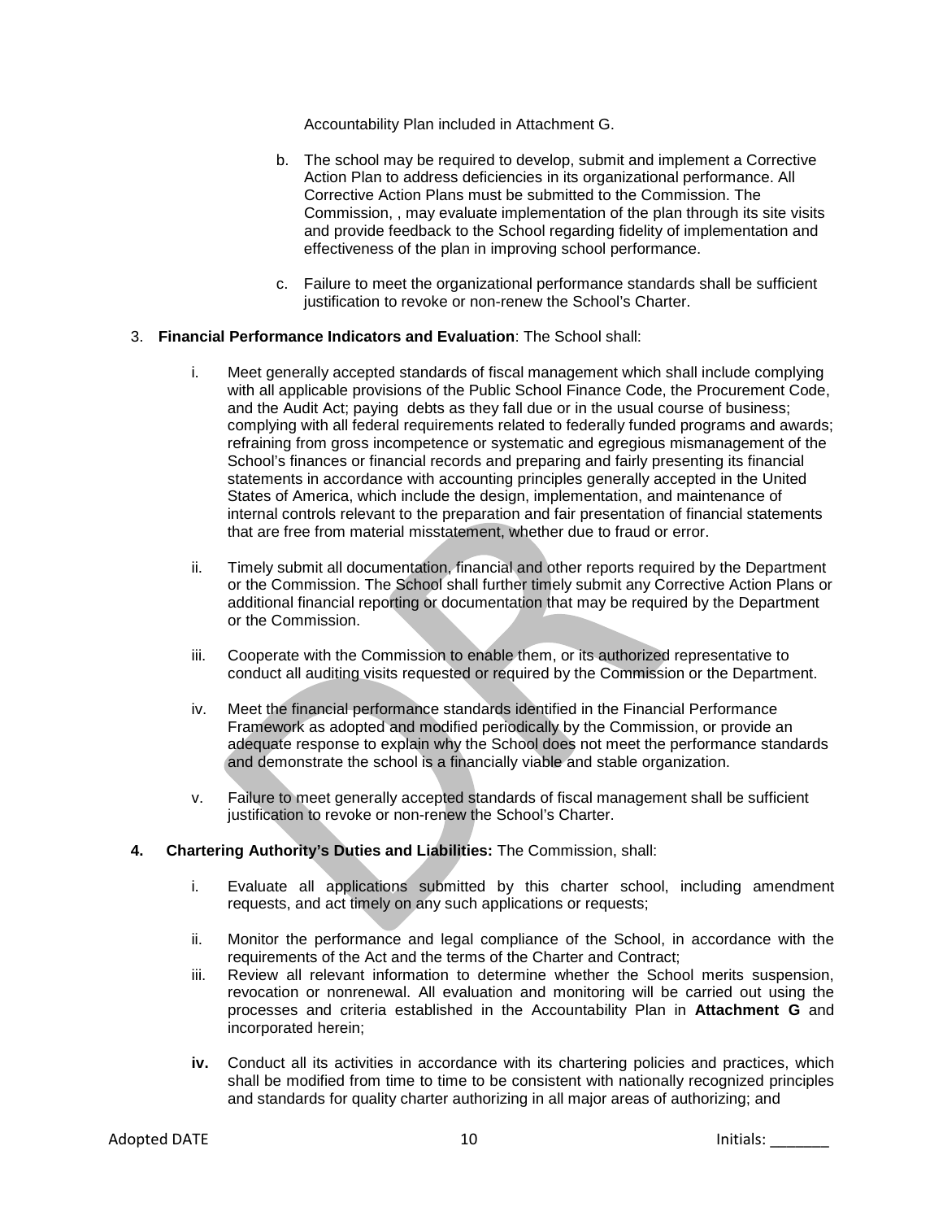Accountability Plan included in Attachment G.

b. The school may be required to develop, submit and implement a Corrective Action Plan to address deficiencies in its organizational performance. All Corrective Action Plans must be submitted to the Commission. The Commission, , may evaluate implementation of the plan through its site visits and provide feedback to the School regarding fidelity of implementation and effectiveness of the plan in improving school performance.

c. Failure to meet the organizational performance standards shall be sufficient justification to revoke or non-renew the School's Charter.

3. **Financial Performance Indicators and Evaluation**: The School shall:

   i. Meet generally accepted standards of fiscal management which shall include complying with all applicable provisions of the Public School Finance Code, the Procurement Code, and the Audit Act; paying debts as they fall due or in the usual course of business; complying with all federal requirements related to federally funded programs and awards; refraining from gross incompetence or systematic and egregious mismanagement of the School's finances or financial records and preparing and fairly presenting its financial statements in accordance with accounting principles generally accepted in the United States of America, which include the design, implementation, and maintenance of internal controls relevant to the preparation and fair presentation of financial statements that are free from material misstatement, whether due to fraud or error.

   ii. Timely submit all documentation, financial and other reports required by the Department or the Commission. The School shall further timely submit any Corrective Action Plans or additional financial reporting or documentation that may be required by the Department or the Commission.

   iii. Cooperate with the Commission to enable them, or its authorized representative to conduct all auditing visits requested or required by the Commission or the Department.

   iv. Meet the financial performance standards identified in the Financial Performance Framework as adopted and modified periodically by the Commission, or provide an adequate response to explain why the School does not meet the performance standards and demonstrate the school is a financially viable and stable organization.

   v. Failure to meet generally accepted standards of fiscal management shall be sufficient justification to revoke or non-renew the School's Charter.

4. **Chartering Authority's Duties and Liabilities:** The Commission, shall:

   i. Evaluate all applications submitted by this charter school, including amendment requests, and act timely on any such applications or requests;

   ii. Monitor the performance and legal compliance of the School, in accordance with the requirements of the Act and the terms of the Charter and Contract;

   iii. Review all relevant information to determine whether the School merits suspension, revocation or nonrenewal. All evaluation and monitoring will be carried out using the processes and criteria established in the Accountability Plan in **Attachment G** and incorporated herein;

   **iv.** Conduct all its activities in accordance with its chartering policies and practices, which shall be modified from time to time to be consistent with nationally recognized principles and standards for quality charter authorizing in all major areas of authorizing; and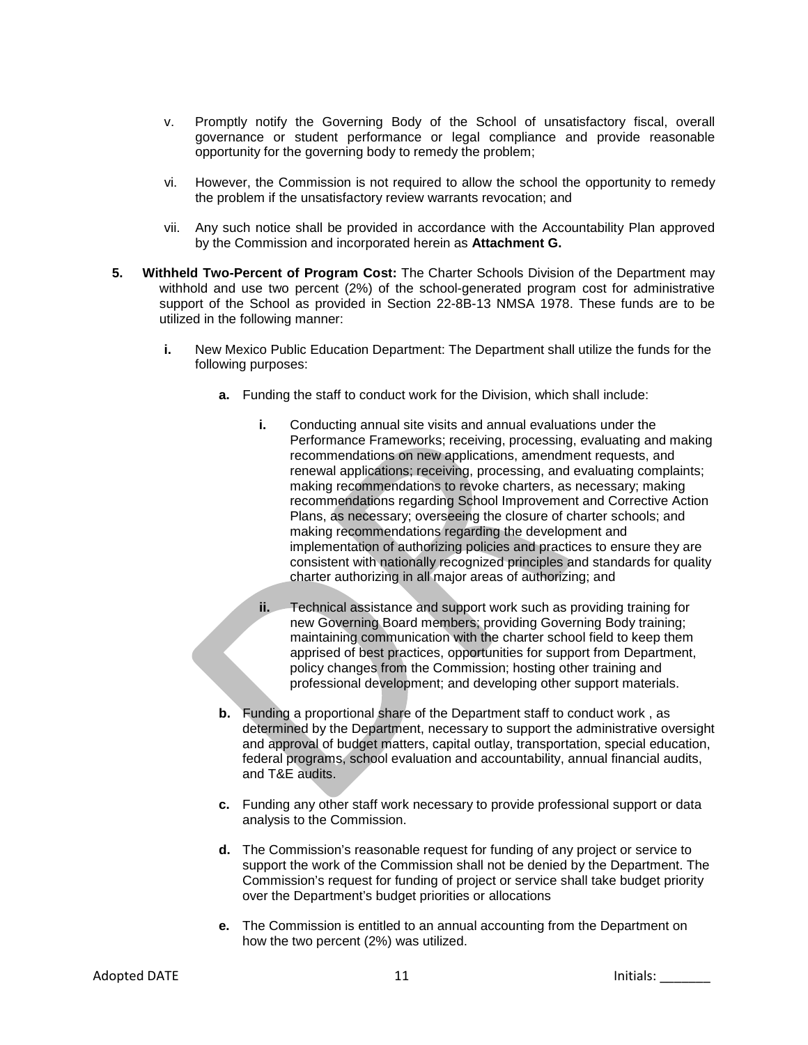v. Promptly notify the Governing Body of the School of unsatisfactory fiscal, overall governance or student performance or legal compliance and provide reasonable opportunity for the governing body to remedy the problem;

vi. However, the Commission is not required to allow the school the opportunity to remedy the problem if the unsatisfactory review warrants revocation; and

vii. Any such notice shall be provided in accordance with the Accountability Plan approved by the Commission and incorporated herein as **Attachment G.**

**5. Withheld Two-Percent of Program Cost:** The Charter Schools Division of the Department may withhold and use two percent (2%) of the school-generated program cost for administrative support of the School as provided in Section 22-8B-13 NMSA 1978. These funds are to be utilized in the following manner:

**i.** New Mexico Public Education Department: The Department shall utilize the funds for the following purposes:

**a.** Funding the staff to conduct work for the Division, which shall include:

**i.** Conducting annual site visits and annual evaluations under the Performance Frameworks; receiving, processing, evaluating and making recommendations on new applications, amendment requests, and renewal applications; receiving, processing, and evaluating complaints; making recommendations to revoke charters, as necessary; making recommendations regarding School Improvement and Corrective Action Plans, as necessary; overseeing the closure of charter schools; and making recommendations regarding the development and implementation of authorizing policies and practices to ensure they are consistent with nationally recognized principles and standards for quality charter authorizing in all major areas of authorizing; and

**ii.** Technical assistance and support work such as providing training for new Governing Board members; providing Governing Body training; maintaining communication with the charter school field to keep them apprised of best practices, opportunities for support from Department, policy changes from the Commission; hosting other training and professional development; and developing other support materials.

**b.** Funding a proportional share of the Department staff to conduct work , as determined by the Department, necessary to support the administrative oversight and approval of budget matters, capital outlay, transportation, special education, federal programs, school evaluation and accountability, annual financial audits, and T&E audits.

**c.** Funding any other staff work necessary to provide professional support or data analysis to the Commission.

**d.** The Commission's reasonable request for funding of any project or service to support the work of the Commission shall not be denied by the Department. The Commission's request for funding of project or service shall take budget priority over the Department's budget priorities or allocations

**e.** The Commission is entitled to an annual accounting from the Department on how the two percent (2%) was utilized.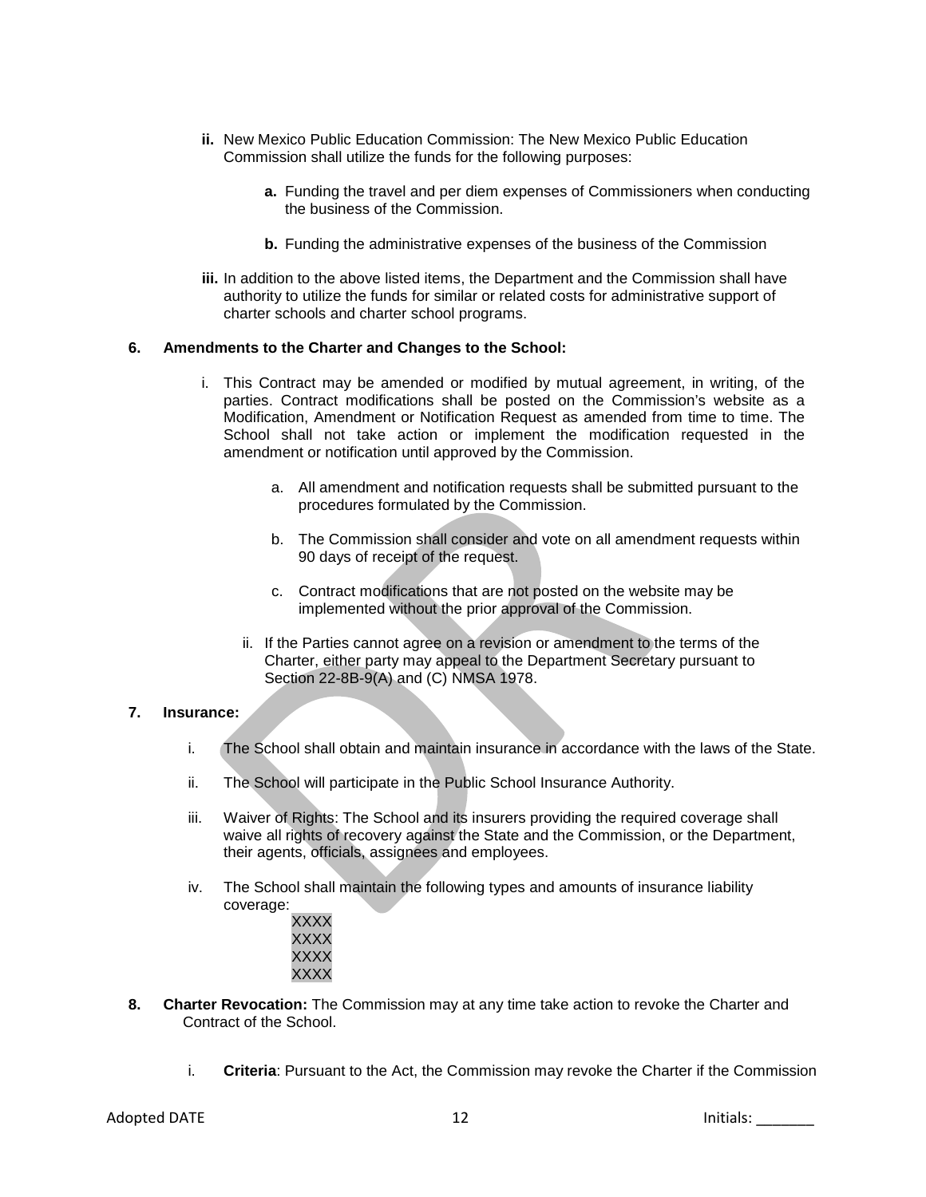**ii.** New Mexico Public Education Commission: The New Mexico Public Education Commission shall utilize the funds for the following purposes:

**a.** Funding the travel and per diem expenses of Commissioners when conducting the business of the Commission.

**b.** Funding the administrative expenses of the business of the Commission

**iii.** In addition to the above listed items, the Department and the Commission shall have authority to utilize the funds for similar or related costs for administrative support of charter schools and charter school programs.

**6. Amendments to the Charter and Changes to the School:**

i. This Contract may be amended or modified by mutual agreement, in writing, of the parties. Contract modifications shall be posted on the Commission's website as a Modification, Amendment or Notification Request as amended from time to time. The School shall not take action or implement the modification requested in the amendment or notification until approved by the Commission.

a. All amendment and notification requests shall be submitted pursuant to the procedures formulated by the Commission.

b. The Commission shall consider and vote on all amendment requests within 90 days of receipt of the request.

c. Contract modifications that are not posted on the website may be implemented without the prior approval of the Commission.

ii. If the Parties cannot agree on a revision or amendment to the terms of the Charter, either party may appeal to the Department Secretary pursuant to Section 22-8B-9(A) and (C) NMSA 1978.

**7. Insurance:**

i. The School shall obtain and maintain insurance in accordance with the laws of the State.

ii. The School will participate in the Public School Insurance Authority.

iii. Waiver of Rights: The School and its insurers providing the required coverage shall waive all rights of recovery against the State and the Commission, or the Department, their agents, officials, assignees and employees.

iv. The School shall maintain the following types and amounts of insurance liability coverage:

XXXX
XXXX
XXXX
XXXX

**8. Charter Revocation:** The Commission may at any time take action to revoke the Charter and Contract of the School.

i. **Criteria**: Pursuant to the Act, the Commission may revoke the Charter if the Commission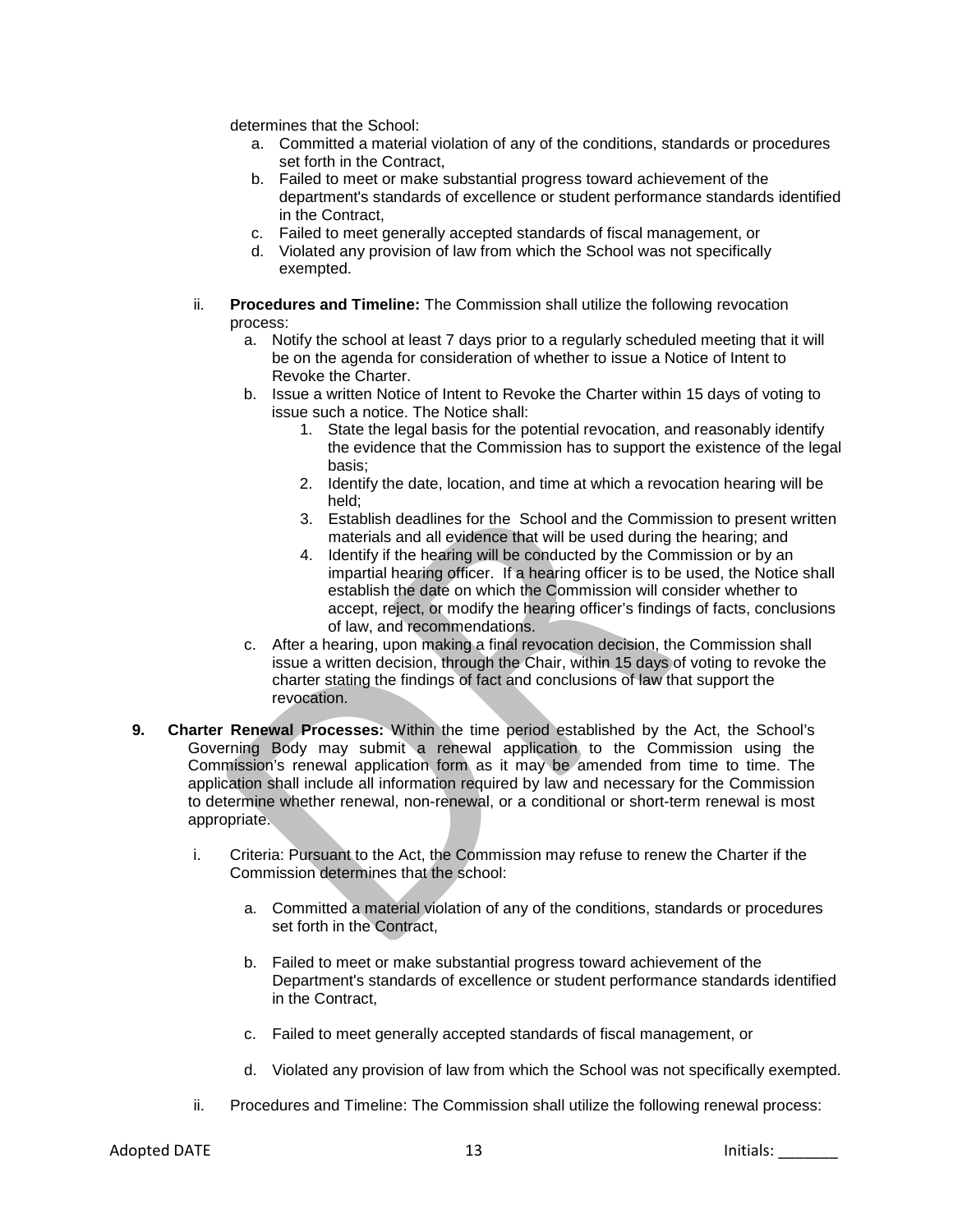determines that the School:

a. Committed a material violation of any of the conditions, standards or procedures set forth in the Contract,
b. Failed to meet or make substantial progress toward achievement of the department's standards of excellence or student performance standards identified in the Contract,
c. Failed to meet generally accepted standards of fiscal management, or
d. Violated any provision of law from which the School was not specifically exempted.

ii. **Procedures and Timeline:** The Commission shall utilize the following revocation process:

a. Notify the school at least 7 days prior to a regularly scheduled meeting that it will be on the agenda for consideration of whether to issue a Notice of Intent to Revoke the Charter.
b. Issue a written Notice of Intent to Revoke the Charter within 15 days of voting to issue such a notice. The Notice shall:
    1. State the legal basis for the potential revocation, and reasonably identify the evidence that the Commission has to support the existence of the legal basis;
    2. Identify the date, location, and time at which a revocation hearing will be held;
    3. Establish deadlines for the School and the Commission to present written materials and all evidence that will be used during the hearing; and
    4. Identify if the hearing will be conducted by the Commission or by an impartial hearing officer. If a hearing officer is to be used, the Notice shall establish the date on which the Commission will consider whether to accept, reject, or modify the hearing officer's findings of facts, conclusions of law, and recommendations.
c. After a hearing, upon making a final revocation decision, the Commission shall issue a written decision, through the Chair, within 15 days of voting to revoke the charter stating the findings of fact and conclusions of law that support the revocation.

**9. Charter Renewal Processes:** Within the time period established by the Act, the School's Governing Body may submit a renewal application to the Commission using the Commission's renewal application form as it may be amended from time to time. The application shall include all information required by law and necessary for the Commission to determine whether renewal, non-renewal, or a conditional or short-term renewal is most appropriate.

i. Criteria: Pursuant to the Act, the Commission may refuse to renew the Charter if the Commission determines that the school:

a. Committed a material violation of any of the conditions, standards or procedures set forth in the Contract,

b. Failed to meet or make substantial progress toward achievement of the Department's standards of excellence or student performance standards identified in the Contract,

c. Failed to meet generally accepted standards of fiscal management, or

d. Violated any provision of law from which the School was not specifically exempted.

ii. Procedures and Timeline: The Commission shall utilize the following renewal process: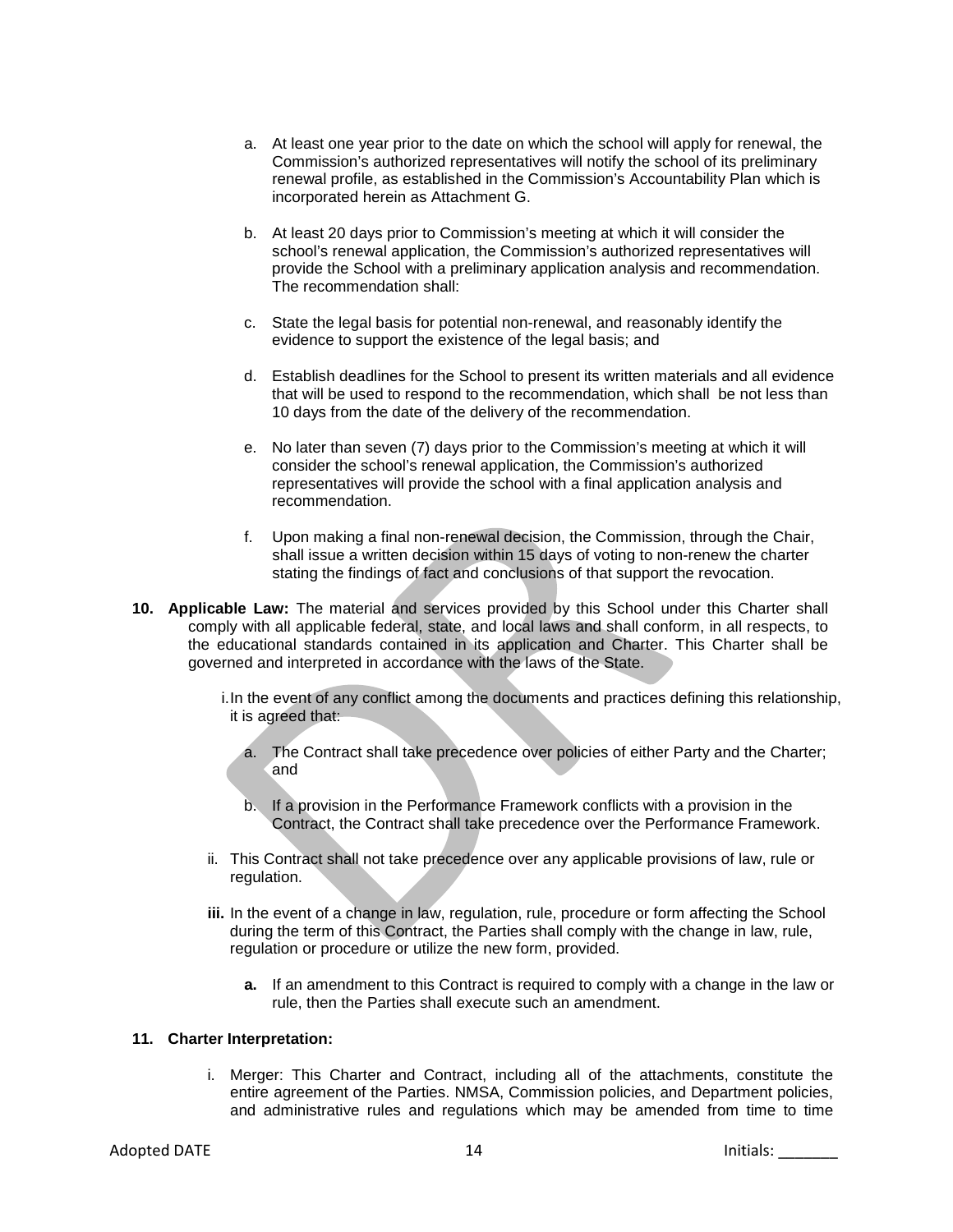a. At least one year prior to the date on which the school will apply for renewal, the Commission's authorized representatives will notify the school of its preliminary renewal profile, as established in the Commission's Accountability Plan which is incorporated herein as Attachment G.

b. At least 20 days prior to Commission's meeting at which it will consider the school's renewal application, the Commission's authorized representatives will provide the School with a preliminary application analysis and recommendation. The recommendation shall:

c. State the legal basis for potential non-renewal, and reasonably identify the evidence to support the existence of the legal basis; and

d. Establish deadlines for the School to present its written materials and all evidence that will be used to respond to the recommendation, which shall be not less than 10 days from the date of the delivery of the recommendation.

e. No later than seven (7) days prior to the Commission's meeting at which it will consider the school's renewal application, the Commission's authorized representatives will provide the school with a final application analysis and recommendation.

f. Upon making a final non-renewal decision, the Commission, through the Chair, shall issue a written decision within 15 days of voting to non-renew the charter stating the findings of fact and conclusions of that support the revocation.

**10. Applicable Law:** The material and services provided by this School under this Charter shall comply with all applicable federal, state, and local laws and shall conform, in all respects, to the educational standards contained in its application and Charter. This Charter shall be governed and interpreted in accordance with the laws of the State.

i. In the event of any conflict among the documents and practices defining this relationship, it is agreed that:

a. The Contract shall take precedence over policies of either Party and the Charter; and

b. If a provision in the Performance Framework conflicts with a provision in the Contract, the Contract shall take precedence over the Performance Framework.

ii. This Contract shall not take precedence over any applicable provisions of law, rule or regulation.

**iii.** In the event of a change in law, regulation, rule, procedure or form affecting the School during the term of this Contract, the Parties shall comply with the change in law, rule, regulation or procedure or utilize the new form, provided.

**a.** If an amendment to this Contract is required to comply with a change in the law or rule, then the Parties shall execute such an amendment.

**11. Charter Interpretation:**

i. Merger: This Charter and Contract, including all of the attachments, constitute the entire agreement of the Parties. NMSA, Commission policies, and Department policies, and administrative rules and regulations which may be amended from time to time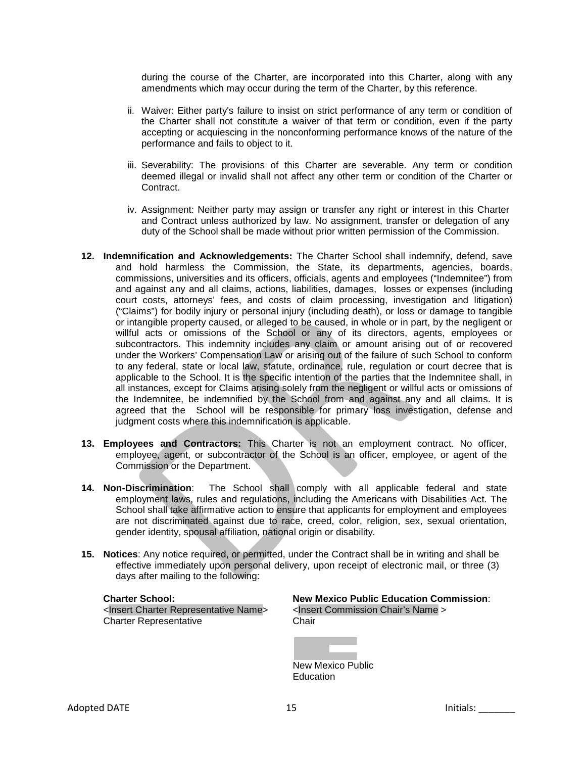during the course of the Charter, are incorporated into this Charter, along with any amendments which may occur during the term of the Charter, by this reference.

ii. Waiver: Either party's failure to insist on strict performance of any term or condition of the Charter shall not constitute a waiver of that term or condition, even if the party accepting or acquiescing in the nonconforming performance knows of the nature of the performance and fails to object to it.

iii. Severability: The provisions of this Charter are severable. Any term or condition deemed illegal or invalid shall not affect any other term or condition of the Charter or Contract.

iv. Assignment: Neither party may assign or transfer any right or interest in this Charter and Contract unless authorized by law. No assignment, transfer or delegation of any duty of the School shall be made without prior written permission of the Commission.

**12. Indemnification and Acknowledgements:** The Charter School shall indemnify, defend, save and hold harmless the Commission, the State, its departments, agencies, boards, commissions, universities and its officers, officials, agents and employees ("Indemnitee") from and against any and all claims, actions, liabilities, damages, losses or expenses (including court costs, attorneys' fees, and costs of claim processing, investigation and litigation) ("Claims") for bodily injury or personal injury (including death), or loss or damage to tangible or intangible property caused, or alleged to be caused, in whole or in part, by the negligent or willful acts or omissions of the School or any of its directors, agents, employees or subcontractors. This indemnity includes any claim or amount arising out of or recovered under the Workers' Compensation Law or arising out of the failure of such School to conform to any federal, state or local law, statute, ordinance, rule, regulation or court decree that is applicable to the School. It is the specific intention of the parties that the Indemnitee shall, in all instances, except for Claims arising solely from the negligent or willful acts or omissions of the Indemnitee, be indemnified by the School from and against any and all claims. It is agreed that the School will be responsible for primary loss investigation, defense and judgment costs where this indemnification is applicable.

**13. Employees and Contractors:** This Charter is not an employment contract. No officer, employee, agent, or subcontractor of the School is an officer, employee, or agent of the Commission or the Department.

**14. Non-Discrimination**: The School shall comply with all applicable federal and state employment laws, rules and regulations, including the Americans with Disabilities Act. The School shall take affirmative action to ensure that applicants for employment and employees are not discriminated against due to race, creed, color, religion, sex, sexual orientation, gender identity, spousal affiliation, national origin or disability.

**15. Notices**: Any notice required, or permitted, under the Contract shall be in writing and shall be effective immediately upon personal delivery, upon receipt of electronic mail, or three (3) days after mailing to the following:

**Charter School:**
<Insert Charter Representative Name>
Charter Representative

**New Mexico Public Education Commission**:
<Insert Commission Chair's Name >
Chair

New Mexico Public Education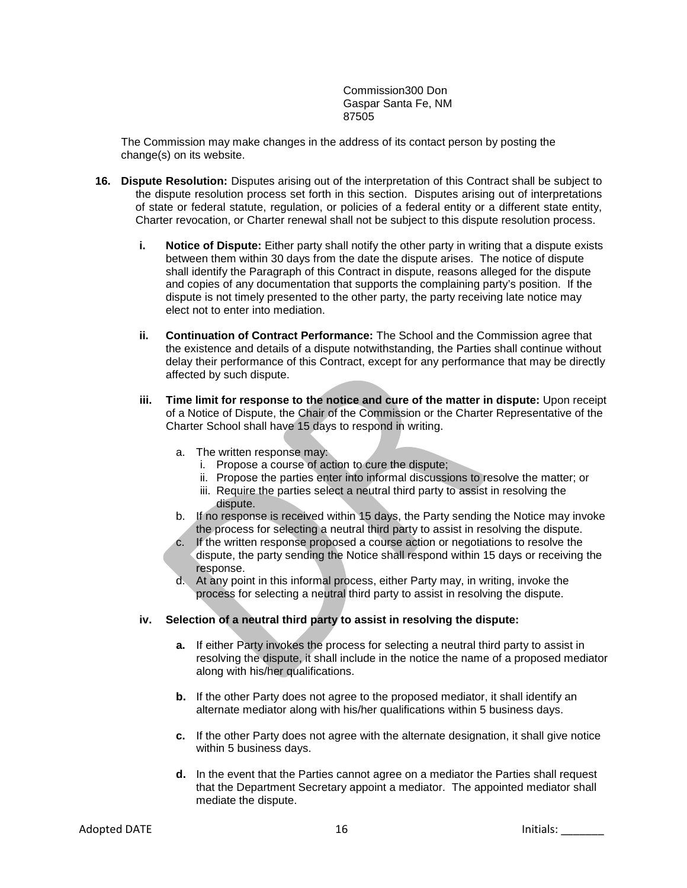Commission300 Don
Gaspar Santa Fe, NM
87505

The Commission may make changes in the address of its contact person by posting the change(s) on its website.

**16. Dispute Resolution:** Disputes arising out of the interpretation of this Contract shall be subject to the dispute resolution process set forth in this section. Disputes arising out of interpretations of state or federal statute, regulation, or policies of a federal entity or a different state entity, Charter revocation, or Charter renewal shall not be subject to this dispute resolution process.

- **i. Notice of Dispute:** Either party shall notify the other party in writing that a dispute exists between them within 30 days from the date the dispute arises. The notice of dispute shall identify the Paragraph of this Contract in dispute, reasons alleged for the dispute and copies of any documentation that supports the complaining party's position. If the dispute is not timely presented to the other party, the party receiving late notice may elect not to enter into mediation.

- **ii. Continuation of Contract Performance:** The School and the Commission agree that the existence and details of a dispute notwithstanding, the Parties shall continue without delay their performance of this Contract, except for any performance that may be directly affected by such dispute.

- **iii. Time limit for response to the notice and cure of the matter in dispute:** Upon receipt of a Notice of Dispute, the Chair of the Commission or the Charter Representative of the Charter School shall have 15 days to respond in writing.
  - a. The written response may:
    - i. Propose a course of action to cure the dispute;
    - ii. Propose the parties enter into informal discussions to resolve the matter; or
    - iii. Require the parties select a neutral third party to assist in resolving the dispute.
  - b. If no response is received within 15 days, the Party sending the Notice may invoke the process for selecting a neutral third party to assist in resolving the dispute.
  - c. If the written response proposed a course action or negotiations to resolve the dispute, the party sending the Notice shall respond within 15 days or receiving the response.
  - d. At any point in this informal process, either Party may, in writing, invoke the process for selecting a neutral third party to assist in resolving the dispute.

- **iv. Selection of a neutral third party to assist in resolving the dispute:**
  - **a.** If either Party invokes the process for selecting a neutral third party to assist in resolving the dispute, it shall include in the notice the name of a proposed mediator along with his/her qualifications.
  - **b.** If the other Party does not agree to the proposed mediator, it shall identify an alternate mediator along with his/her qualifications within 5 business days.
  - **c.** If the other Party does not agree with the alternate designation, it shall give notice within 5 business days.
  - **d.** In the event that the Parties cannot agree on a mediator the Parties shall request that the Department Secretary appoint a mediator. The appointed mediator shall mediate the dispute.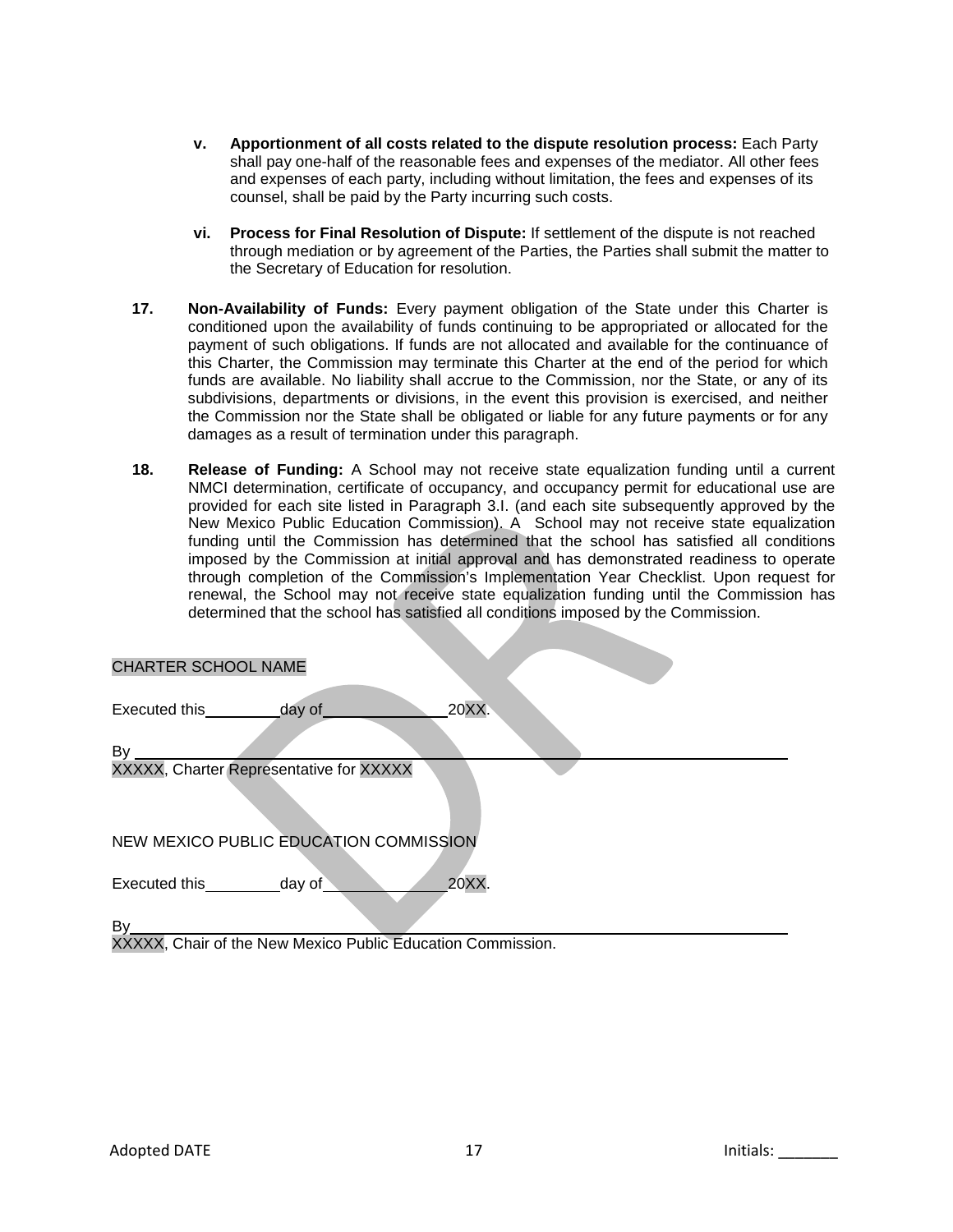- **v. Apportionment of all costs related to the dispute resolution process:** Each Party shall pay one-half of the reasonable fees and expenses of the mediator. All other fees and expenses of each party, including without limitation, the fees and expenses of its counsel, shall be paid by the Party incurring such costs.

- **vi. Process for Final Resolution of Dispute:** If settlement of the dispute is not reached through mediation or by agreement of the Parties, the Parties shall submit the matter to the Secretary of Education for resolution.

**17. Non-Availability of Funds:** Every payment obligation of the State under this Charter is conditioned upon the availability of funds continuing to be appropriated or allocated for the payment of such obligations. If funds are not allocated and available for the continuance of this Charter, the Commission may terminate this Charter at the end of the period for which funds are available. No liability shall accrue to the Commission, nor the State, or any of its subdivisions, departments or divisions, in the event this provision is exercised, and neither the Commission nor the State shall be obligated or liable for any future payments or for any damages as a result of termination under this paragraph.

**18. Release of Funding:** A School may not receive state equalization funding until a current NMCI determination, certificate of occupancy, and occupancy permit for educational use are provided for each site listed in Paragraph 3.I. (and each site subsequently approved by the New Mexico Public Education Commission). A School may not receive state equalization funding until the Commission has determined that the school has satisfied all conditions imposed by the Commission at initial approval and has demonstrated readiness to operate through completion of the Commission's Implementation Year Checklist. Upon request for renewal, the School may not receive state equalization funding until the Commission has determined that the school has satisfied all conditions imposed by the Commission.

CHARTER SCHOOL NAME

Executed this\_\_\_\_\_\_\_\_\_day of\_\_\_\_\_\_\_\_\_\_\_\_\_\_\_20XX.

By \_\_\_\_\_\_\_\_\_\_\_\_\_\_\_\_\_\_\_\_\_\_\_\_\_\_\_\_\_\_\_\_\_\_\_\_\_\_\_\_\_\_\_\_\_\_\_\_\_\_\_\_\_\_\_\_\_\_\_\_\_\_

XXXXX, Charter Representative for XXXXX

NEW MEXICO PUBLIC EDUCATION COMMISSION

Executed this\_\_\_\_\_\_\_\_\_day of\_\_\_\_\_\_\_\_\_\_\_\_\_\_\_20XX.

By\_\_\_\_\_\_\_\_\_\_\_\_\_\_\_\_\_\_\_\_\_\_\_\_\_\_\_\_\_\_\_\_\_\_\_\_\_\_\_\_\_\_\_\_\_\_\_\_\_\_\_\_\_\_\_\_\_\_\_\_\_\_\_

XXXXX, Chair of the New Mexico Public Education Commission.

Adopted DATE

Initials: \_\_\_\_\_\_\_